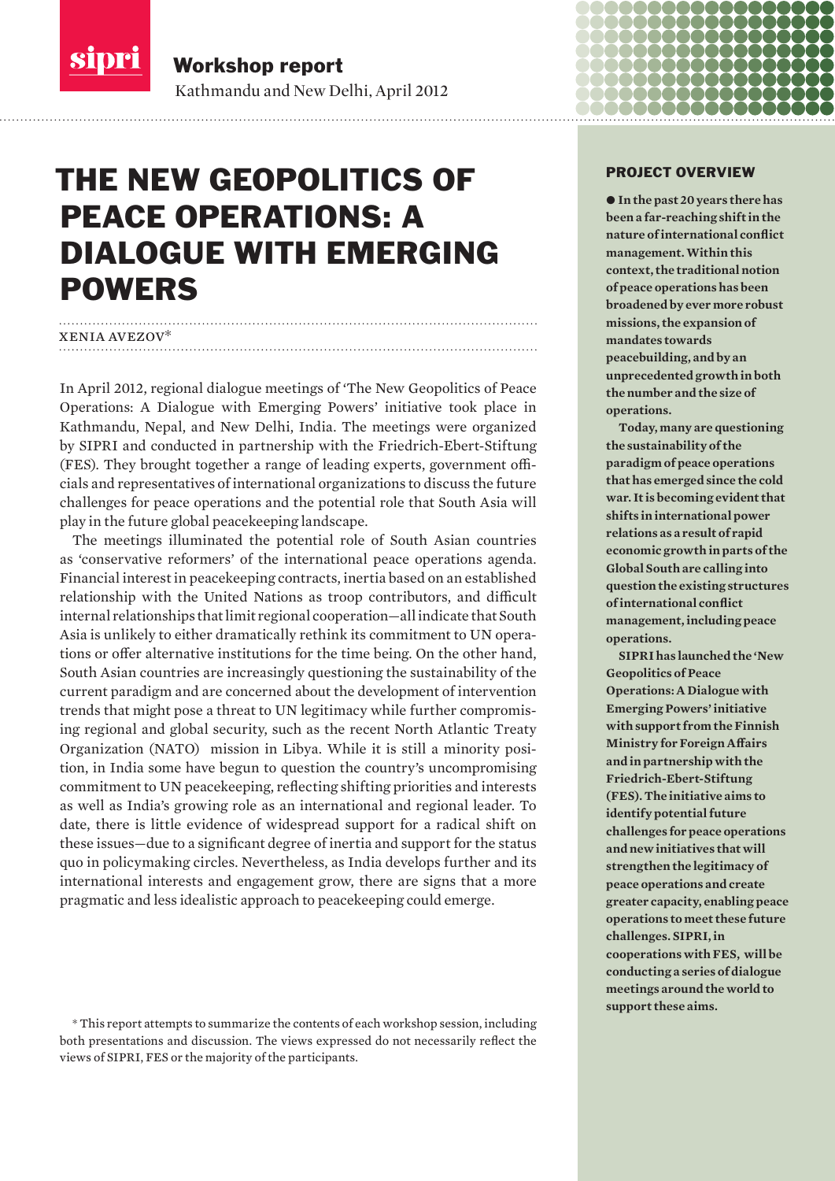sipri

**Workshop report**

Kathmandu and New Delhi, April 2012

# THE NEW GEOPOLITICS OF PEACE OPERATIONS: A DIALOGUE WITH EMERGING POWERS

XENIA AVEZOV*

In April 2012, regional dialogue meetings of 'The New Geopolitics of Peace Operations: A Dialogue with Emerging Powers' initiative took place in Kathmandu, Nepal, and New Delhi, India. The meetings were organized by SIPRI and conducted in partnership with the Friedrich-Ebert-Stiftung (FES). They brought together a range of leading experts, government officials and representatives of international organizations to discuss the future challenges for peace operations and the potential role that South Asia will play in the future global peacekeeping landscape.

The meetings illuminated the potential role of South Asian countries as 'conservative reformers' of the international peace operations agenda. Financial interest in peacekeeping contracts, inertia based on an established relationship with the United Nations as troop contributors, and difficult internal relationships that limit regional cooperation—all indicate that South Asia is unlikely to either dramatically rethink its commitment to UN operations or offer alternative institutions for the time being. On the other hand, South Asian countries are increasingly questioning the sustainability of the current paradigm and are concerned about the development of intervention trends that might pose a threat to UN legitimacy while further compromising regional and global security, such as the recent North Atlantic Treaty Organization (NATO) mission in Libya. While it is still a minority position, in India some have begun to question the country's uncompromising commitment to UN peacekeeping, reflecting shifting priorities and interests as well as India's growing role as an international and regional leader. To date, there is little evidence of widespread support for a radical shift on these issues—due to a significant degree of inertia and support for the status quo in policymaking circles. Nevertheless, as India develops further and its international interests and engagement grow, there are signs that a more pragmatic and less idealistic approach to peacekeeping could emerge.

\* This report attempts to summarize the contents of each workshop session, including both presentations and discussion. The views expressed do not necessarily reflect the views of SIPRI, FES or the majority of the participants.

## PROJECT OVERVIEW

**In the past 20 years there has been a far-reaching shift in the nature of international conflict management. Within this context, the traditional notion of peace operations has been broadened by ever more robust missions, the expansion of mandates towards peacebuilding, and by an unprecedented growth in both the number and the size of operations.**

**Today, many are questioning the sustainability of the paradigm of peace operations that has emerged since the cold war. It is becoming evident that shifts in international power relations as a result of rapid economic growth in parts of the Global South are calling into question the existing structures of international conflict management, including peace operations.**

**SIPRI has launched the 'New Geopolitics of Peace Operations: A Dialogue with Emerging Powers' initiative with support from the Finnish Ministry for Foreign Affairs and in partnership with the Friedrich-Ebert-Stiftung (FES). The initiative aims to identify potential future challenges for peace operations and new initiatives that will strengthen the legitimacy of peace operations and create greater capacity, enabling peace operations to meet these future challenges. SIPRI, in cooperations with FES, will be conducting a series of dialogue meetings around the world to support these aims.**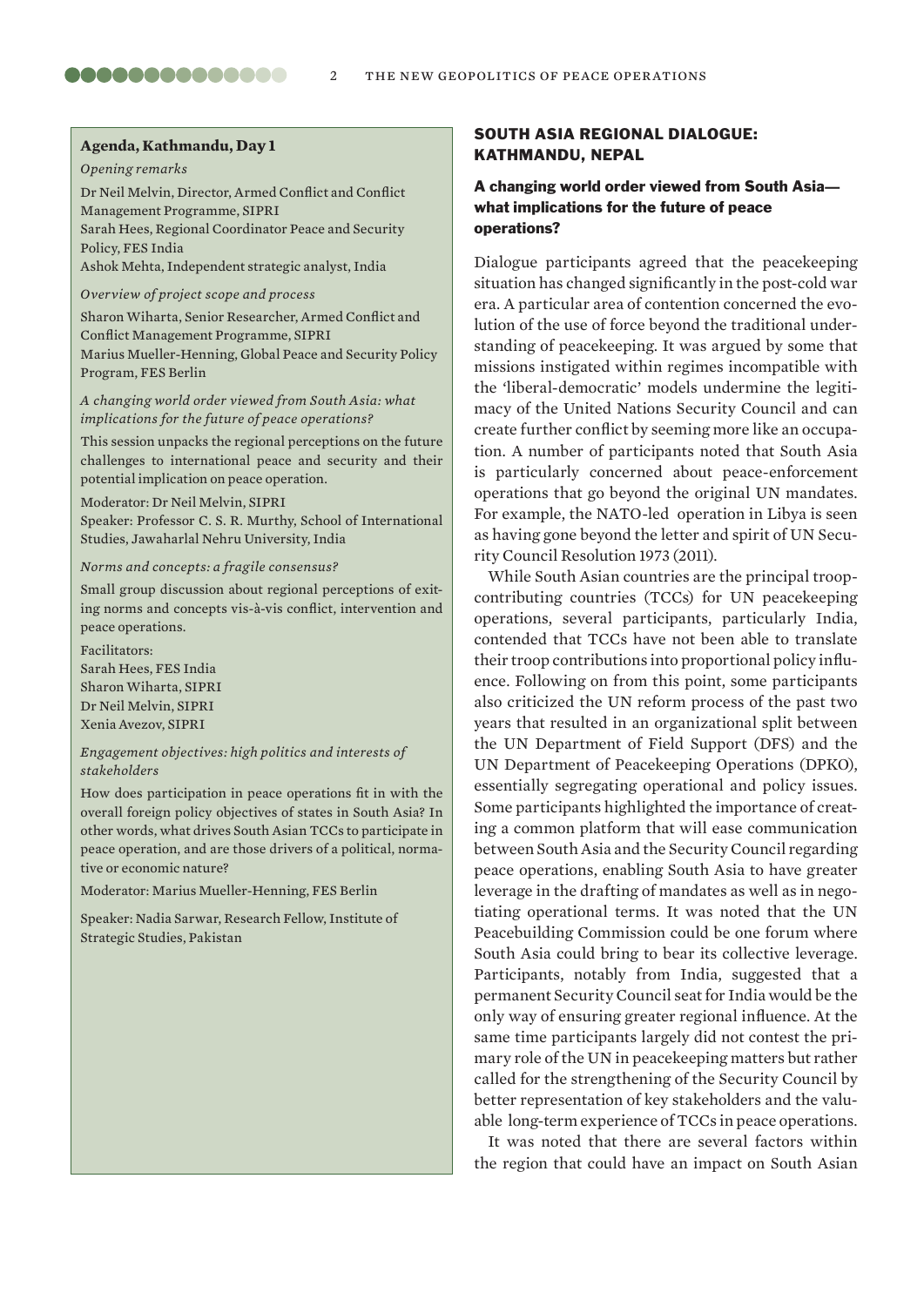## Agenda, Kathmandu, Day 1

*Opening remarks*

Dr Neil Melvin, Director, Armed Conflict and Conflict Management Programme, SIPRI
Sarah Hees, Regional Coordinator Peace and Security Policy, FES India
Ashok Mehta, Independent strategic analyst, India

*Overview of project scope and process*

Sharon Wiharta, Senior Researcher, Armed Conflict and Conflict Management Programme, SIPRI
Marius Mueller-Henning, Global Peace and Security Policy Program, FES Berlin

*A changing world order viewed from South Asia: what implications for the future of peace operations?*

This session unpacks the regional perceptions on the future challenges to international peace and security and their potential implication on peace operation.

Moderator: Dr Neil Melvin, SIPRI
Speaker: Professor C. S. R. Murthy, School of International Studies, Jawaharlal Nehru University, India

*Norms and concepts: a fragile consensus?*

Small group discussion about regional perceptions of exiting norms and concepts vis-à-vis conflict, intervention and peace operations.

Facilitators:
Sarah Hees, FES India
Sharon Wiharta, SIPRI
Dr Neil Melvin, SIPRI
Xenia Avezov, SIPRI

*Engagement objectives: high politics and interests of stakeholders*

How does participation in peace operations fit in with the overall foreign policy objectives of states in South Asia? In other words, what drives South Asian TCCs to participate in peace operation, and are those drivers of a political, normative or economic nature?

Moderator: Marius Mueller-Henning, FES Berlin

Speaker: Nadia Sarwar, Research Fellow, Institute of Strategic Studies, Pakistan

## SOUTH ASIA REGIONAL DIALOGUE: KATHMANDU, NEPAL

### A changing world order viewed from South Asia—what implications for the future of peace operations?

Dialogue participants agreed that the peacekeeping situation has changed significantly in the post-cold war era. A particular area of contention concerned the evolution of the use of force beyond the traditional understanding of peacekeeping. It was argued by some that missions instigated within regimes incompatible with the 'liberal-democratic' models undermine the legitimacy of the United Nations Security Council and can create further conflict by seeming more like an occupation. A number of participants noted that South Asia is particularly concerned about peace-enforcement operations that go beyond the original UN mandates. For example, the NATO-led operation in Libya is seen as having gone beyond the letter and spirit of UN Security Council Resolution 1973 (2011).

While South Asian countries are the principal troop-contributing countries (TCCs) for UN peacekeeping operations, several participants, particularly India, contended that TCCs have not been able to translate their troop contributions into proportional policy influence. Following on from this point, some participants also criticized the UN reform process of the past two years that resulted in an organizational split between the UN Department of Field Support (DFS) and the UN Department of Peacekeeping Operations (DPKO), essentially segregating operational and policy issues. Some participants highlighted the importance of creating a common platform that will ease communication between South Asia and the Security Council regarding peace operations, enabling South Asia to have greater leverage in the drafting of mandates as well as in negotiating operational terms. It was noted that the UN Peacebuilding Commission could be one forum where South Asia could bring to bear its collective leverage. Participants, notably from India, suggested that a permanent Security Council seat for India would be the only way of ensuring greater regional influence. At the same time participants largely did not contest the primary role of the UN in peacekeeping matters but rather called for the strengthening of the Security Council by better representation of key stakeholders and the valuable long-term experience of TCCs in peace operations.

It was noted that there are several factors within the region that could have an impact on South Asian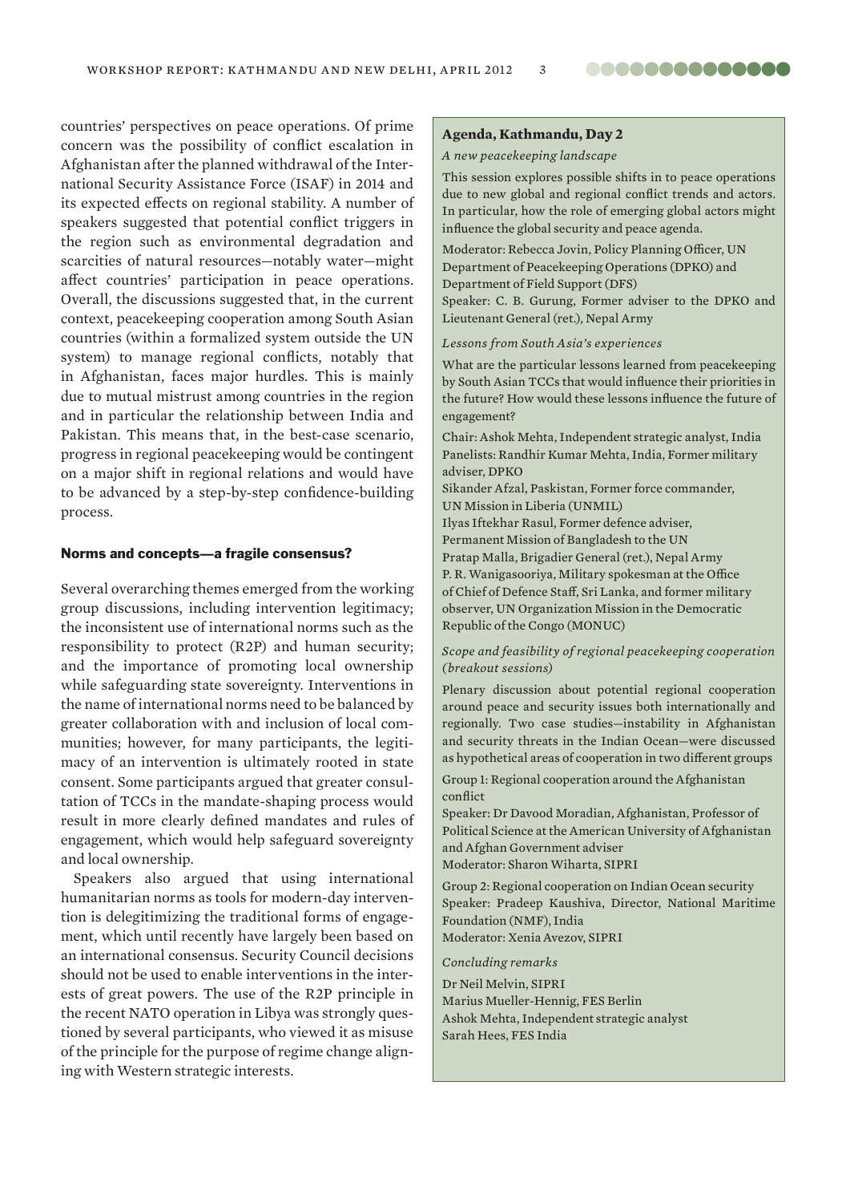countries' perspectives on peace operations. Of prime concern was the possibility of conflict escalation in Afghanistan after the planned withdrawal of the International Security Assistance Force (ISAF) in 2014 and its expected effects on regional stability. A number of speakers suggested that potential conflict triggers in the region such as environmental degradation and scarcities of natural resources—notably water—might affect countries' participation in peace operations. Overall, the discussions suggested that, in the current context, peacekeeping cooperation among South Asian countries (within a formalized system outside the UN system) to manage regional conflicts, notably that in Afghanistan, faces major hurdles. This is mainly due to mutual mistrust among countries in the region and in particular the relationship between India and Pakistan. This means that, in the best-case scenario, progress in regional peacekeeping would be contingent on a major shift in regional relations and would have to be advanced by a step-by-step confidence-building process.

### Norms and concepts—a fragile consensus?

Several overarching themes emerged from the working group discussions, including intervention legitimacy; the inconsistent use of international norms such as the responsibility to protect (R2P) and human security; and the importance of promoting local ownership while safeguarding state sovereignty. Interventions in the name of international norms need to be balanced by greater collaboration with and inclusion of local communities; however, for many participants, the legitimacy of an intervention is ultimately rooted in state consent. Some participants argued that greater consultation of TCCs in the mandate-shaping process would result in more clearly defined mandates and rules of engagement, which would help safeguard sovereignty and local ownership.

Speakers also argued that using international humanitarian norms as tools for modern-day intervention is delegitimizing the traditional forms of engagement, which until recently have largely been based on an international consensus. Security Council decisions should not be used to enable interventions in the interests of great powers. The use of the R2P principle in the recent NATO operation in Libya was strongly questioned by several participants, who viewed it as misuse of the principle for the purpose of regime change aligning with Western strategic interests.

**Agenda, Kathmandu, Day 2**

*A new peacekeeping landscape*

This session explores possible shifts in to peace operations due to new global and regional conflict trends and actors. In particular, how the role of emerging global actors might influence the global security and peace agenda.

Moderator: Rebecca Jovin, Policy Planning Officer, UN Department of Peacekeeping Operations (DPKO) and Department of Field Support (DFS)
Speaker: C. B. Gurung, Former adviser to the DPKO and Lieutenant General (ret.), Nepal Army

*Lessons from South Asia's experiences*

What are the particular lessons learned from peacekeeping by South Asian TCCs that would influence their priorities in the future? How would these lessons influence the future of engagement?

Chair: Ashok Mehta, Independent strategic analyst, India
Panelists: Randhir Kumar Mehta, India, Former military adviser, DPKO
Sikander Afzal, Paskistan, Former force commander, UN Mission in Liberia (UNMIL)
Ilyas Iftekhar Rasul, Former defence adviser, Permanent Mission of Bangladesh to the UN
Pratap Malla, Brigadier General (ret.), Nepal Army
P. R. Wanigasooriya, Military spokesman at the Office of Chief of Defence Staff, Sri Lanka, and former military observer, UN Organization Mission in the Democratic Republic of the Congo (MONUC)

*Scope and feasibility of regional peacekeeping cooperation (breakout sessions)*

Plenary discussion about potential regional cooperation around peace and security issues both internationally and regionally. Two case studies—instability in Afghanistan and security threats in the Indian Ocean—were discussed as hypothetical areas of cooperation in two different groups

Group 1: Regional cooperation around the Afghanistan conflict
Speaker: Dr Davood Moradian, Afghanistan, Professor of Political Science at the American University of Afghanistan and Afghan Government adviser
Moderator: Sharon Wiharta, SIPRI

Group 2: Regional cooperation on Indian Ocean security
Speaker: Pradeep Kaushiva, Director, National Maritime Foundation (NMF), India
Moderator: Xenia Avezov, SIPRI

*Concluding remarks*

Dr Neil Melvin, SIPRI
Marius Mueller-Hennig, FES Berlin
Ashok Mehta, Independent strategic analyst
Sarah Hees, FES India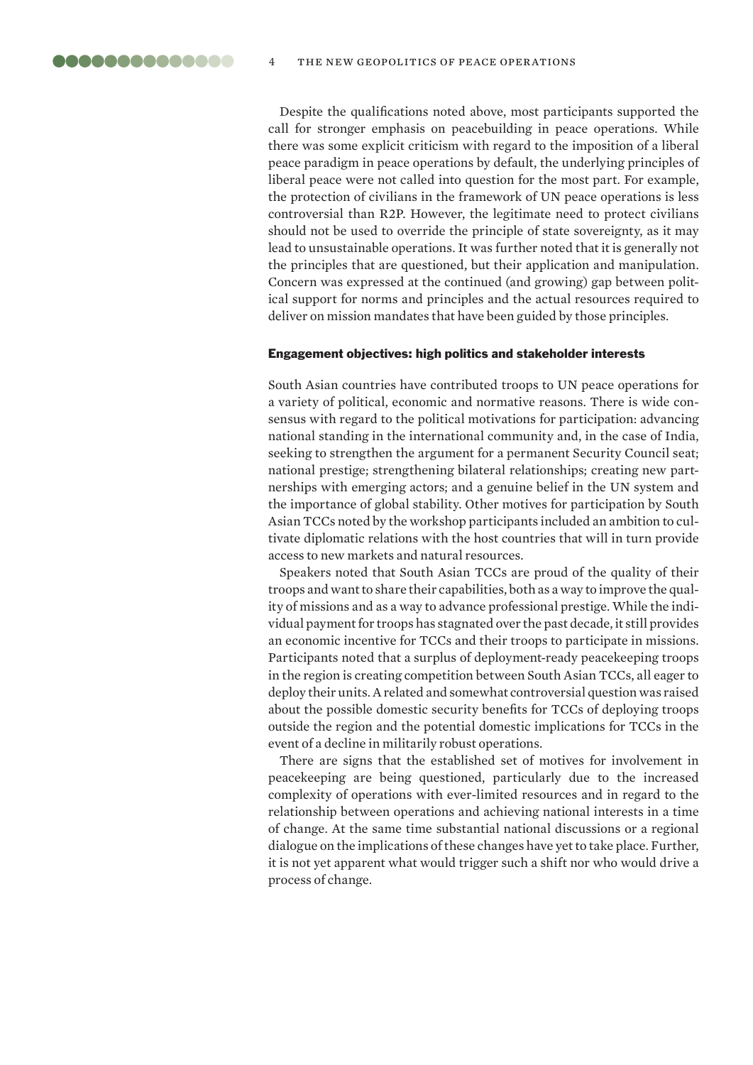Despite the qualifications noted above, most participants supported the call for stronger emphasis on peacebuilding in peace operations. While there was some explicit criticism with regard to the imposition of a liberal peace paradigm in peace operations by default, the underlying principles of liberal peace were not called into question for the most part. For example, the protection of civilians in the framework of UN peace operations is less controversial than R2P. However, the legitimate need to protect civilians should not be used to override the principle of state sovereignty, as it may lead to unsustainable operations. It was further noted that it is generally not the principles that are questioned, but their application and manipulation. Concern was expressed at the continued (and growing) gap between political support for norms and principles and the actual resources required to deliver on mission mandates that have been guided by those principles.

### Engagement objectives: high politics and stakeholder interests

South Asian countries have contributed troops to UN peace operations for a variety of political, economic and normative reasons. There is wide consensus with regard to the political motivations for participation: advancing national standing in the international community and, in the case of India, seeking to strengthen the argument for a permanent Security Council seat; national prestige; strengthening bilateral relationships; creating new partnerships with emerging actors; and a genuine belief in the UN system and the importance of global stability. Other motives for participation by South Asian TCCs noted by the workshop participants included an ambition to cultivate diplomatic relations with the host countries that will in turn provide access to new markets and natural resources.

Speakers noted that South Asian TCCs are proud of the quality of their troops and want to share their capabilities, both as a way to improve the quality of missions and as a way to advance professional prestige. While the individual payment for troops has stagnated over the past decade, it still provides an economic incentive for TCCs and their troops to participate in missions. Participants noted that a surplus of deployment-ready peacekeeping troops in the region is creating competition between South Asian TCCs, all eager to deploy their units. A related and somewhat controversial question was raised about the possible domestic security benefits for TCCs of deploying troops outside the region and the potential domestic implications for TCCs in the event of a decline in militarily robust operations.

There are signs that the established set of motives for involvement in peacekeeping are being questioned, particularly due to the increased complexity of operations with ever-limited resources and in regard to the relationship between operations and achieving national interests in a time of change. At the same time substantial national discussions or a regional dialogue on the implications of these changes have yet to take place. Further, it is not yet apparent what would trigger such a shift nor who would drive a process of change.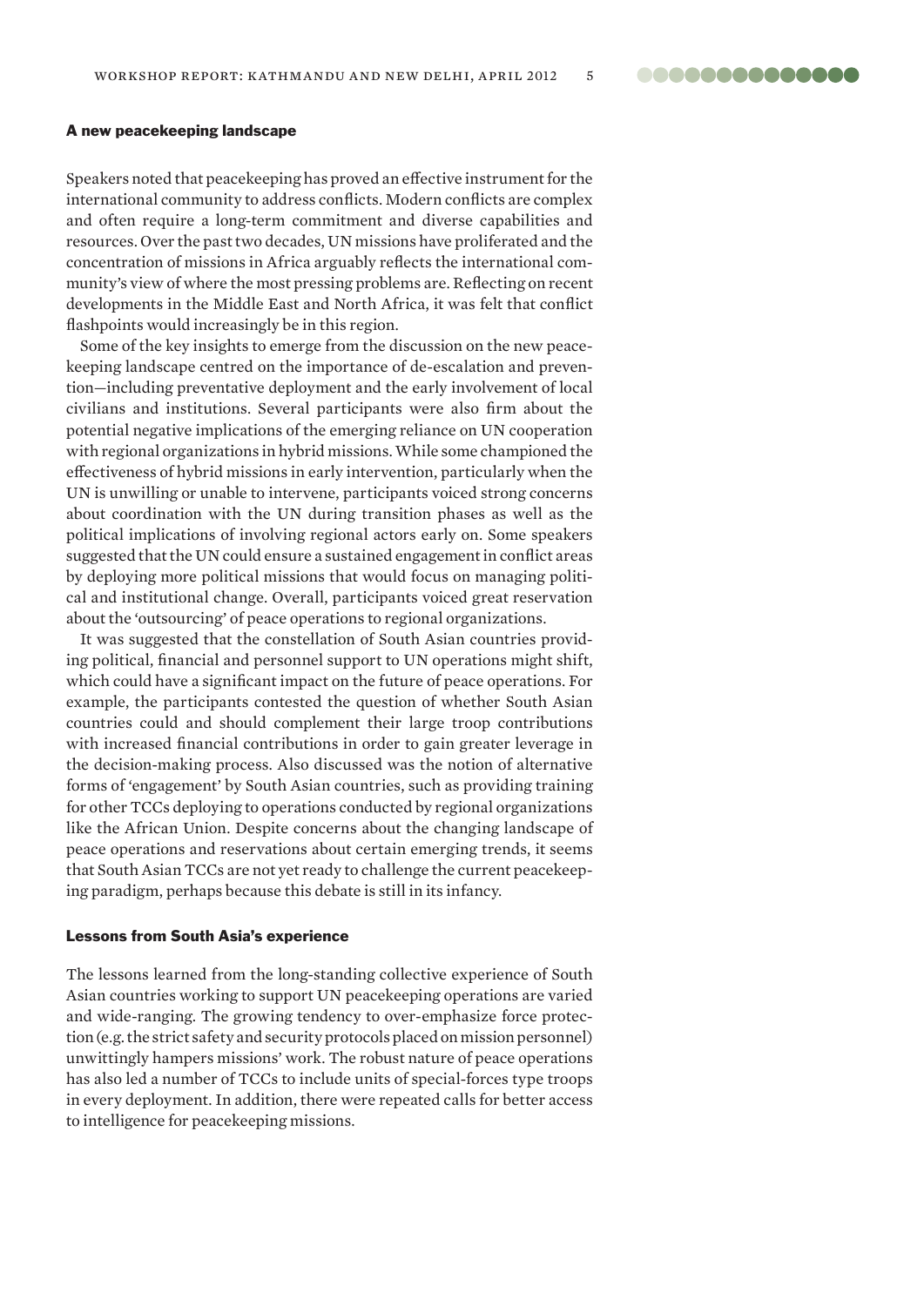## A new peacekeeping landscape

Speakers noted that peacekeeping has proved an effective instrument for the international community to address conflicts. Modern conflicts are complex and often require a long-term commitment and diverse capabilities and resources. Over the past two decades, UN missions have proliferated and the concentration of missions in Africa arguably reflects the international community's view of where the most pressing problems are. Reflecting on recent developments in the Middle East and North Africa, it was felt that conflict flashpoints would increasingly be in this region.

Some of the key insights to emerge from the discussion on the new peacekeeping landscape centred on the importance of de-escalation and prevention—including preventative deployment and the early involvement of local civilians and institutions. Several participants were also firm about the potential negative implications of the emerging reliance on UN cooperation with regional organizations in hybrid missions. While some championed the effectiveness of hybrid missions in early intervention, particularly when the UN is unwilling or unable to intervene, participants voiced strong concerns about coordination with the UN during transition phases as well as the political implications of involving regional actors early on. Some speakers suggested that the UN could ensure a sustained engagement in conflict areas by deploying more political missions that would focus on managing political and institutional change. Overall, participants voiced great reservation about the 'outsourcing' of peace operations to regional organizations.

It was suggested that the constellation of South Asian countries providing political, financial and personnel support to UN operations might shift, which could have a significant impact on the future of peace operations. For example, the participants contested the question of whether South Asian countries could and should complement their large troop contributions with increased financial contributions in order to gain greater leverage in the decision-making process. Also discussed was the notion of alternative forms of 'engagement' by South Asian countries, such as providing training for other TCCs deploying to operations conducted by regional organizations like the African Union. Despite concerns about the changing landscape of peace operations and reservations about certain emerging trends, it seems that South Asian TCCs are not yet ready to challenge the current peacekeeping paradigm, perhaps because this debate is still in its infancy.

## Lessons from South Asia's experience

The lessons learned from the long-standing collective experience of South Asian countries working to support UN peacekeeping operations are varied and wide-ranging. The growing tendency to over-emphasize force protection (e.g. the strict safety and security protocols placed on mission personnel) unwittingly hampers missions' work. The robust nature of peace operations has also led a number of TCCs to include units of special-forces type troops in every deployment. In addition, there were repeated calls for better access to intelligence for peacekeeping missions.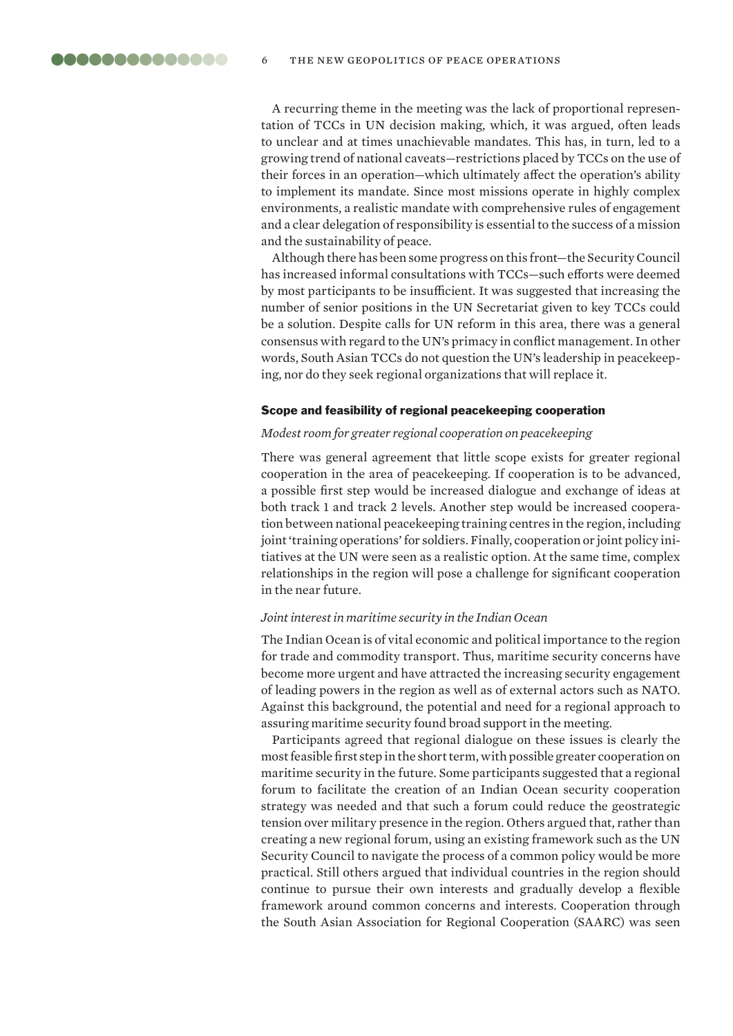A recurring theme in the meeting was the lack of proportional representation of TCCs in UN decision making, which, it was argued, often leads to unclear and at times unachievable mandates. This has, in turn, led to a growing trend of national caveats—restrictions placed by TCCs on the use of their forces in an operation—which ultimately affect the operation's ability to implement its mandate. Since most missions operate in highly complex environments, a realistic mandate with comprehensive rules of engagement and a clear delegation of responsibility is essential to the success of a mission and the sustainability of peace.

Although there has been some progress on this front—the Security Council has increased informal consultations with TCCs—such efforts were deemed by most participants to be insufficient. It was suggested that increasing the number of senior positions in the UN Secretariat given to key TCCs could be a solution. Despite calls for UN reform in this area, there was a general consensus with regard to the UN's primacy in conflict management. In other words, South Asian TCCs do not question the UN's leadership in peacekeeping, nor do they seek regional organizations that will replace it.

### Scope and feasibility of regional peacekeeping cooperation

*Modest room for greater regional cooperation on peacekeeping*

There was general agreement that little scope exists for greater regional cooperation in the area of peacekeeping. If cooperation is to be advanced, a possible first step would be increased dialogue and exchange of ideas at both track 1 and track 2 levels. Another step would be increased cooperation between national peacekeeping training centres in the region, including joint 'training operations' for soldiers. Finally, cooperation or joint policy initiatives at the UN were seen as a realistic option. At the same time, complex relationships in the region will pose a challenge for significant cooperation in the near future.

*Joint interest in maritime security in the Indian Ocean*

The Indian Ocean is of vital economic and political importance to the region for trade and commodity transport. Thus, maritime security concerns have become more urgent and have attracted the increasing security engagement of leading powers in the region as well as of external actors such as NATO. Against this background, the potential and need for a regional approach to assuring maritime security found broad support in the meeting.

Participants agreed that regional dialogue on these issues is clearly the most feasible first step in the short term, with possible greater cooperation on maritime security in the future. Some participants suggested that a regional forum to facilitate the creation of an Indian Ocean security cooperation strategy was needed and that such a forum could reduce the geostrategic tension over military presence in the region. Others argued that, rather than creating a new regional forum, using an existing framework such as the UN Security Council to navigate the process of a common policy would be more practical. Still others argued that individual countries in the region should continue to pursue their own interests and gradually develop a flexible framework around common concerns and interests. Cooperation through the South Asian Association for Regional Cooperation (SAARC) was seen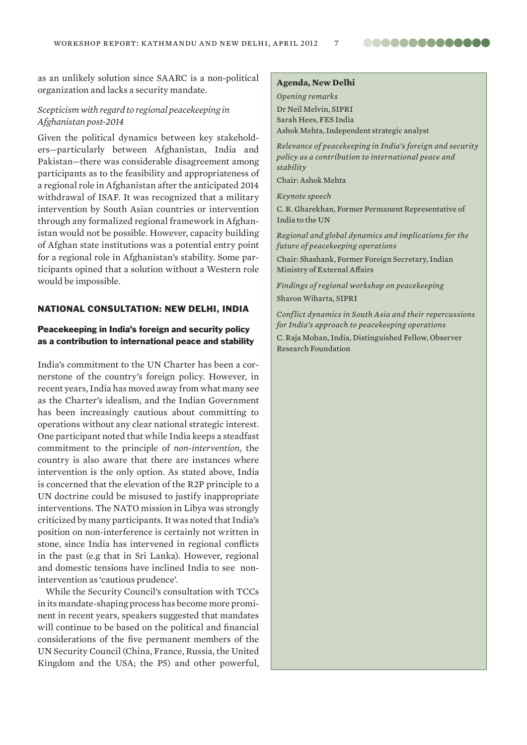as an unlikely solution since SAARC is a non-political organization and lacks a security mandate.

*Scepticism with regard to regional peacekeeping in Afghanistan post-2014*

Given the political dynamics between key stakeholders—particularly between Afghanistan, India and Pakistan—there was considerable disagreement among participants as to the feasibility and appropriateness of a regional role in Afghanistan after the anticipated 2014 withdrawal of ISAF. It was recognized that a military intervention by South Asian countries or intervention through any formalized regional framework in Afghanistan would not be possible. However, capacity building of Afghan state institutions was a potential entry point for a regional role in Afghanistan's stability. Some participants opined that a solution without a Western role would be impossible.

## NATIONAL CONSULTATION: NEW DELHI, INDIA

### Peacekeeping in India's foreign and security policy as a contribution to international peace and stability

India's commitment to the UN Charter has been a cornerstone of the country's foreign policy. However, in recent years, India has moved away from what many see as the Charter's idealism, and the Indian Government has been increasingly cautious about committing to operations without any clear national strategic interest. One participant noted that while India keeps a steadfast commitment to the principle of *non-intervention*, the country is also aware that there are instances where intervention is the only option. As stated above, India is concerned that the elevation of the R2P principle to a UN doctrine could be misused to justify inappropriate interventions. The NATO mission in Libya was strongly criticized by many participants. It was noted that India's position on non-interference is certainly not written in stone, since India has intervened in regional conflicts in the past (e.g that in Sri Lanka). However, regional and domestic tensions have inclined India to see non-intervention as 'cautious prudence'.

While the Security Council's consultation with TCCs in its mandate-shaping process has become more prominent in recent years, speakers suggested that mandates will continue to be based on the political and financial considerations of the five permanent members of the UN Security Council (China, France, Russia, the United Kingdom and the USA; the P5) and other powerful,

**Agenda, New Delhi**

*Opening remarks*

Dr Neil Melvin, SIPRI
Sarah Hees, FES India
Ashok Mehta, Independent strategic analyst

*Relevance of peacekeeping in India's foreign and security policy as a contribution to international peace and stability*

Chair: Ashok Mehta

*Keynote speech*

C. R. Gharekhan, Former Permanent Representative of India to the UN

*Regional and global dynamics and implications for the future of peacekeeping operations*

Chair: Shashank, Former Foreign Secretary, Indian Ministry of External Affairs

*Findings of regional workshop on peacekeeping*

Sharon Wiharta, SIPRI

*Conflict dynamics in South Asia and their repercussions for India's approach to peacekeeping operations*

C. Raja Mohan, India, Distinguished Fellow, Observer Research Foundation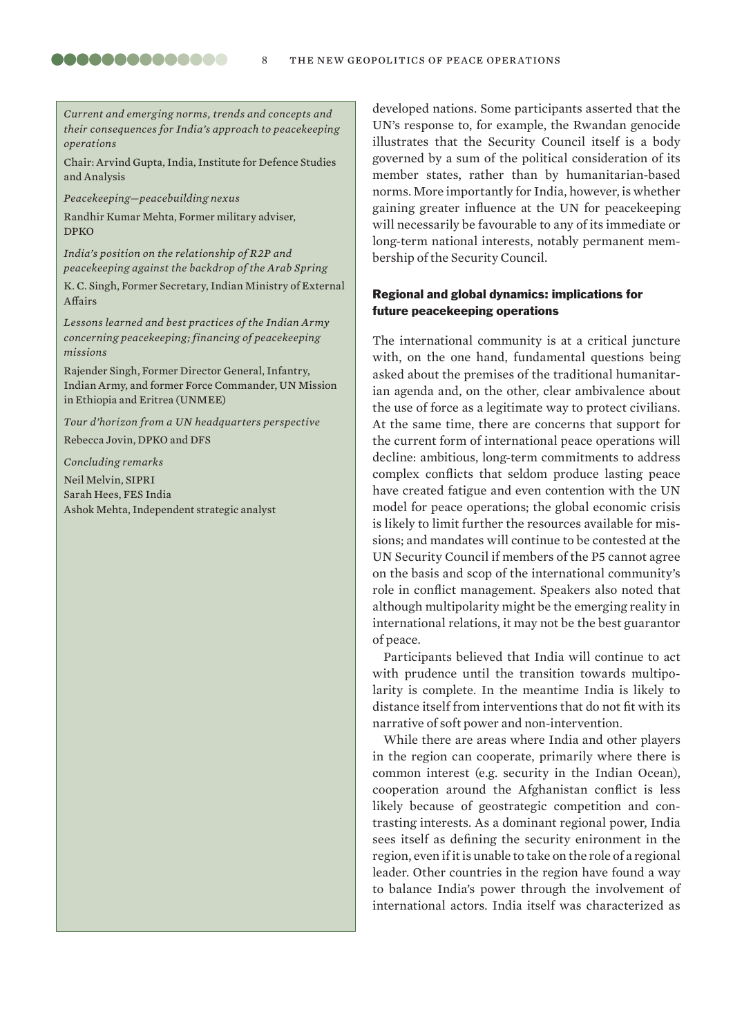*Current and emerging norms, trends and concepts and their consequences for India's approach to peacekeeping operations*

Chair: Arvind Gupta, India, Institute for Defence Studies and Analysis

*Peacekeeping—peacebuilding nexus*

Randhir Kumar Mehta, Former military adviser, DPKO

*India's position on the relationship of R2P and peacekeeping against the backdrop of the Arab Spring*

K. C. Singh, Former Secretary, Indian Ministry of External Affairs

*Lessons learned and best practices of the Indian Army concerning peacekeeping; financing of peacekeeping missions*

Rajender Singh, Former Director General, Infantry, Indian Army, and former Force Commander, UN Mission in Ethiopia and Eritrea (UNMEE)

*Tour d'horizon from a UN headquarters perspective*

Rebecca Jovin, DPKO and DFS

*Concluding remarks*

Neil Melvin, SIPRI
Sarah Hees, FES India
Ashok Mehta, Independent strategic analyst

developed nations. Some participants asserted that the UN's response to, for example, the Rwandan genocide illustrates that the Security Council itself is a body governed by a sum of the political consideration of its member states, rather than by humanitarian-based norms. More importantly for India, however, is whether gaining greater influence at the UN for peacekeeping will necessarily be favourable to any of its immediate or long-term national interests, notably permanent membership of the Security Council.

## Regional and global dynamics: implications for future peacekeeping operations

The international community is at a critical juncture with, on the one hand, fundamental questions being asked about the premises of the traditional humanitarian agenda and, on the other, clear ambivalence about the use of force as a legitimate way to protect civilians. At the same time, there are concerns that support for the current form of international peace operations will decline: ambitious, long-term commitments to address complex conflicts that seldom produce lasting peace have created fatigue and even contention with the UN model for peace operations; the global economic crisis is likely to limit further the resources available for missions; and mandates will continue to be contested at the UN Security Council if members of the P5 cannot agree on the basis and scop of the international community's role in conflict management. Speakers also noted that although multipolarity might be the emerging reality in international relations, it may not be the best guarantor of peace.

Participants believed that India will continue to act with prudence until the transition towards multipolarity is complete. In the meantime India is likely to distance itself from interventions that do not fit with its narrative of soft power and non-intervention.

While there are areas where India and other players in the region can cooperate, primarily where there is common interest (e.g. security in the Indian Ocean), cooperation around the Afghanistan conflict is less likely because of geostrategic competition and contrasting interests. As a dominant regional power, India sees itself as defining the security enironment in the region, even if it is unable to take on the role of a regional leader. Other countries in the region have found a way to balance India's power through the involvement of international actors. India itself was characterized as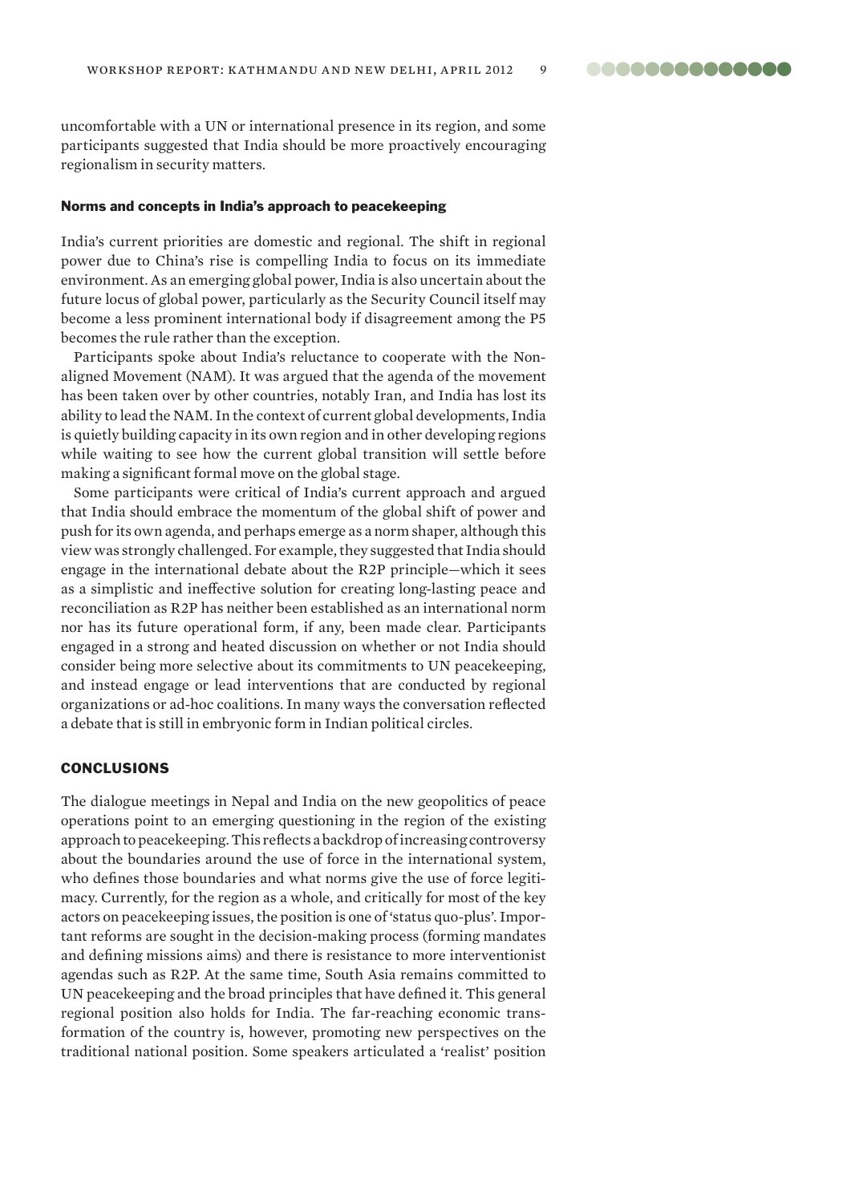uncomfortable with a UN or international presence in its region, and some participants suggested that India should be more proactively encouraging regionalism in security matters.

### Norms and concepts in India's approach to peacekeeping

India's current priorities are domestic and regional. The shift in regional power due to China's rise is compelling India to focus on its immediate environment. As an emerging global power, India is also uncertain about the future locus of global power, particularly as the Security Council itself may become a less prominent international body if disagreement among the P5 becomes the rule rather than the exception.

Participants spoke about India's reluctance to cooperate with the Non-aligned Movement (NAM). It was argued that the agenda of the movement has been taken over by other countries, notably Iran, and India has lost its ability to lead the NAM. In the context of current global developments, India is quietly building capacity in its own region and in other developing regions while waiting to see how the current global transition will settle before making a significant formal move on the global stage.

Some participants were critical of India's current approach and argued that India should embrace the momentum of the global shift of power and push for its own agenda, and perhaps emerge as a norm shaper, although this view was strongly challenged. For example, they suggested that India should engage in the international debate about the R2P principle—which it sees as a simplistic and ineffective solution for creating long-lasting peace and reconciliation as R2P has neither been established as an international norm nor has its future operational form, if any, been made clear. Participants engaged in a strong and heated discussion on whether or not India should consider being more selective about its commitments to UN peacekeeping, and instead engage or lead interventions that are conducted by regional organizations or ad-hoc coalitions. In many ways the conversation reflected a debate that is still in embryonic form in Indian political circles.

## CONCLUSIONS

The dialogue meetings in Nepal and India on the new geopolitics of peace operations point to an emerging questioning in the region of the existing approach to peacekeeping. This reflects a backdrop of increasing controversy about the boundaries around the use of force in the international system, who defines those boundaries and what norms give the use of force legitimacy. Currently, for the region as a whole, and critically for most of the key actors on peacekeeping issues, the position is one of 'status quo-plus'. Important reforms are sought in the decision-making process (forming mandates and defining missions aims) and there is resistance to more interventionist agendas such as R2P. At the same time, South Asia remains committed to UN peacekeeping and the broad principles that have defined it. This general regional position also holds for India. The far-reaching economic transformation of the country is, however, promoting new perspectives on the traditional national position. Some speakers articulated a 'realist' position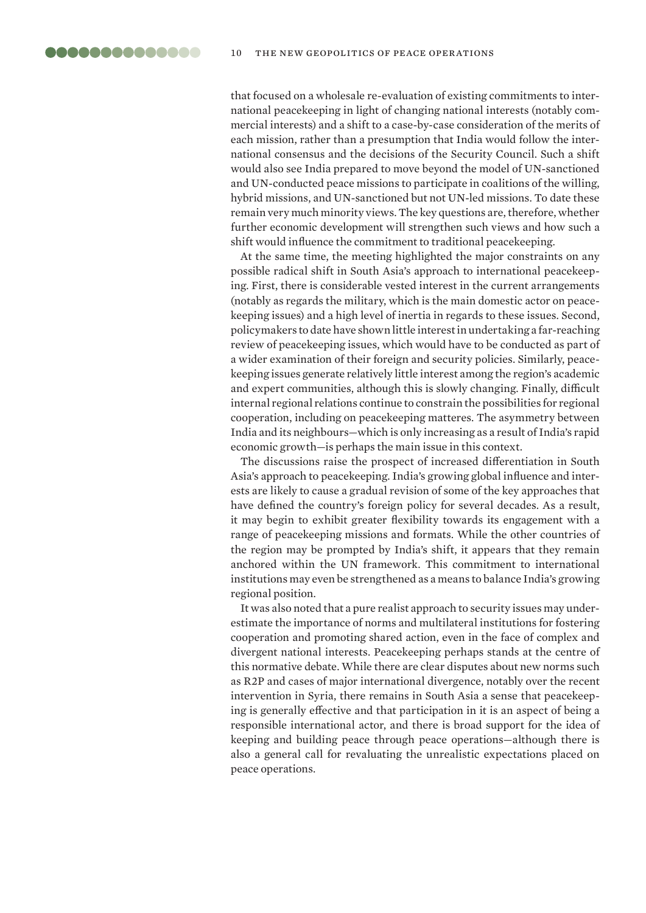that focused on a wholesale re-evaluation of existing commitments to international peacekeeping in light of changing national interests (notably commercial interests) and a shift to a case-by-case consideration of the merits of each mission, rather than a presumption that India would follow the international consensus and the decisions of the Security Council. Such a shift would also see India prepared to move beyond the model of UN-sanctioned and UN-conducted peace missions to participate in coalitions of the willing, hybrid missions, and UN-sanctioned but not UN-led missions. To date these remain very much minority views. The key questions are, therefore, whether further economic development will strengthen such views and how such a shift would influence the commitment to traditional peacekeeping.

At the same time, the meeting highlighted the major constraints on any possible radical shift in South Asia's approach to international peacekeeping. First, there is considerable vested interest in the current arrangements (notably as regards the military, which is the main domestic actor on peacekeeping issues) and a high level of inertia in regards to these issues. Second, policymakers to date have shown little interest in undertaking a far-reaching review of peacekeeping issues, which would have to be conducted as part of a wider examination of their foreign and security policies. Similarly, peacekeeping issues generate relatively little interest among the region's academic and expert communities, although this is slowly changing. Finally, difficult internal regional relations continue to constrain the possibilities for regional cooperation, including on peacekeeping matteres. The asymmetry between India and its neighbours—which is only increasing as a result of India's rapid economic growth—is perhaps the main issue in this context.

The discussions raise the prospect of increased differentiation in South Asia's approach to peacekeeping. India's growing global influence and interests are likely to cause a gradual revision of some of the key approaches that have defined the country's foreign policy for several decades. As a result, it may begin to exhibit greater flexibility towards its engagement with a range of peacekeeping missions and formats. While the other countries of the region may be prompted by India's shift, it appears that they remain anchored within the UN framework. This commitment to international institutions may even be strengthened as a means to balance India's growing regional position.

It was also noted that a pure realist approach to security issues may underestimate the importance of norms and multilateral institutions for fostering cooperation and promoting shared action, even in the face of complex and divergent national interests. Peacekeeping perhaps stands at the centre of this normative debate. While there are clear disputes about new norms such as R2P and cases of major international divergence, notably over the recent intervention in Syria, there remains in South Asia a sense that peacekeeping is generally effective and that participation in it is an aspect of being a responsible international actor, and there is broad support for the idea of keeping and building peace through peace operations—although there is also a general call for revaluating the unrealistic expectations placed on peace operations.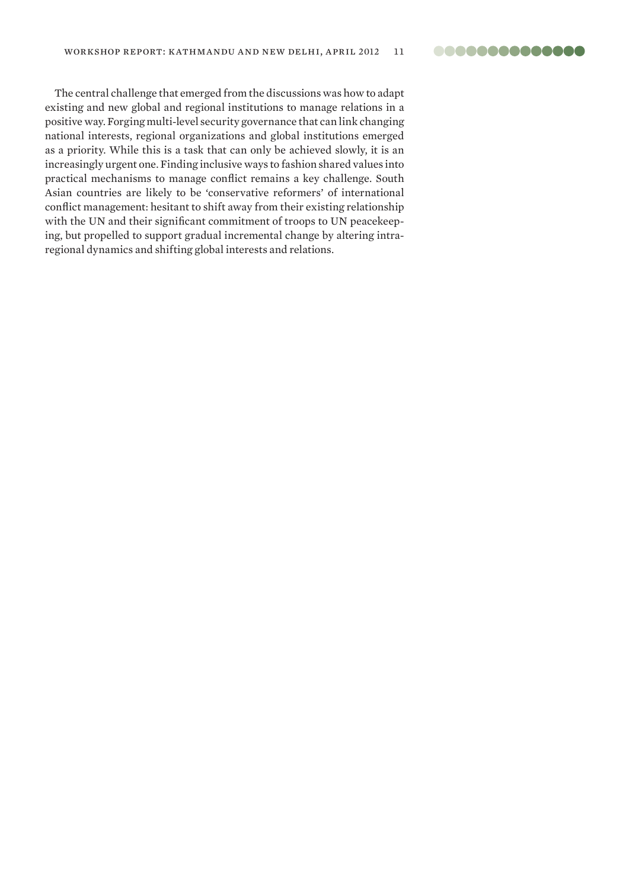The central challenge that emerged from the discussions was how to adapt existing and new global and regional institutions to manage relations in a positive way. Forging multi-level security governance that can link changing national interests, regional organizations and global institutions emerged as a priority. While this is a task that can only be achieved slowly, it is an increasingly urgent one. Finding inclusive ways to fashion shared values into practical mechanisms to manage conflict remains a key challenge. South Asian countries are likely to be 'conservative reformers' of international conflict management: hesitant to shift away from their existing relationship with the UN and their significant commitment of troops to UN peacekeeping, but propelled to support gradual incremental change by altering intra-regional dynamics and shifting global interests and relations.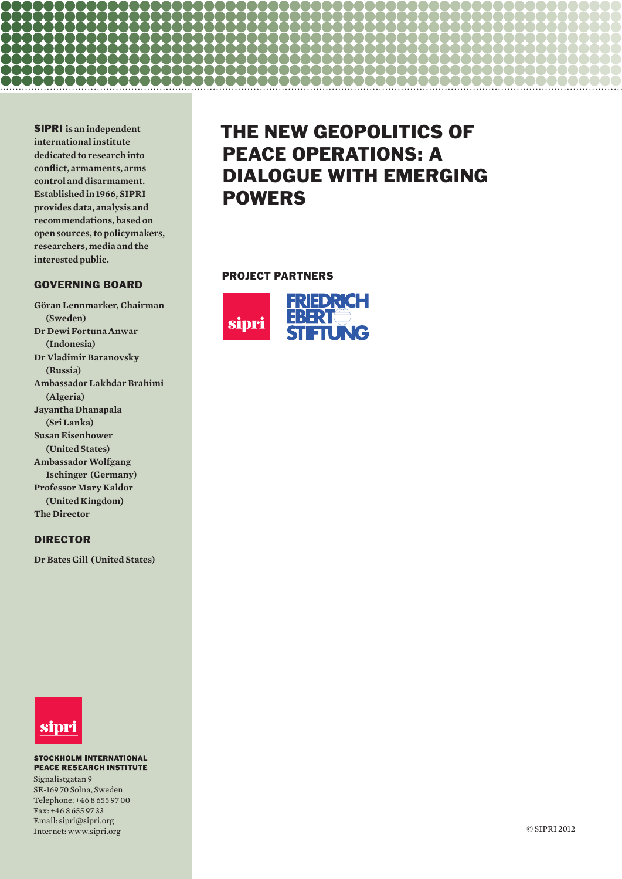**SIPRI** **is an independent international institute dedicated to research into conflict, armaments, arms control and disarmament. Established in 1966, SIPRI provides data, analysis and recommendations, based on open sources, to policymakers, researchers, media and the interested public.**

## GOVERNING BOARD

**Göran Lennmarker, Chairman (Sweden)**
**Dr Dewi Fortuna Anwar (Indonesia)**
**Dr Vladimir Baranovsky (Russia)**
**Ambassador Lakhdar Brahimi (Algeria)**
**Jayantha Dhanapala (Sri Lanka)**
**Susan Eisenhower (United States)**
**Ambassador Wolfgang Ischinger (Germany)**
**Professor Mary Kaldor (United Kingdom)**
**The Director**

## DIRECTOR

**Dr Bates Gill (United States)**

**STOCKHOLM INTERNATIONAL PEACE RESEARCH INSTITUTE**

Signalistgatan 9
SE-169 70 Solna, Sweden
Telephone: +46 8 655 97 00
Fax: +46 8 655 97 33
Email: sipri@sipri.org
Internet: www.sipri.org

# THE NEW GEOPOLITICS OF PEACE OPERATIONS: A DIALOGUE WITH EMERGING POWERS

### PROJECT PARTNERS

sipri

FRIEDRICH EBERT STIFTUNG

© SIPRI 2012